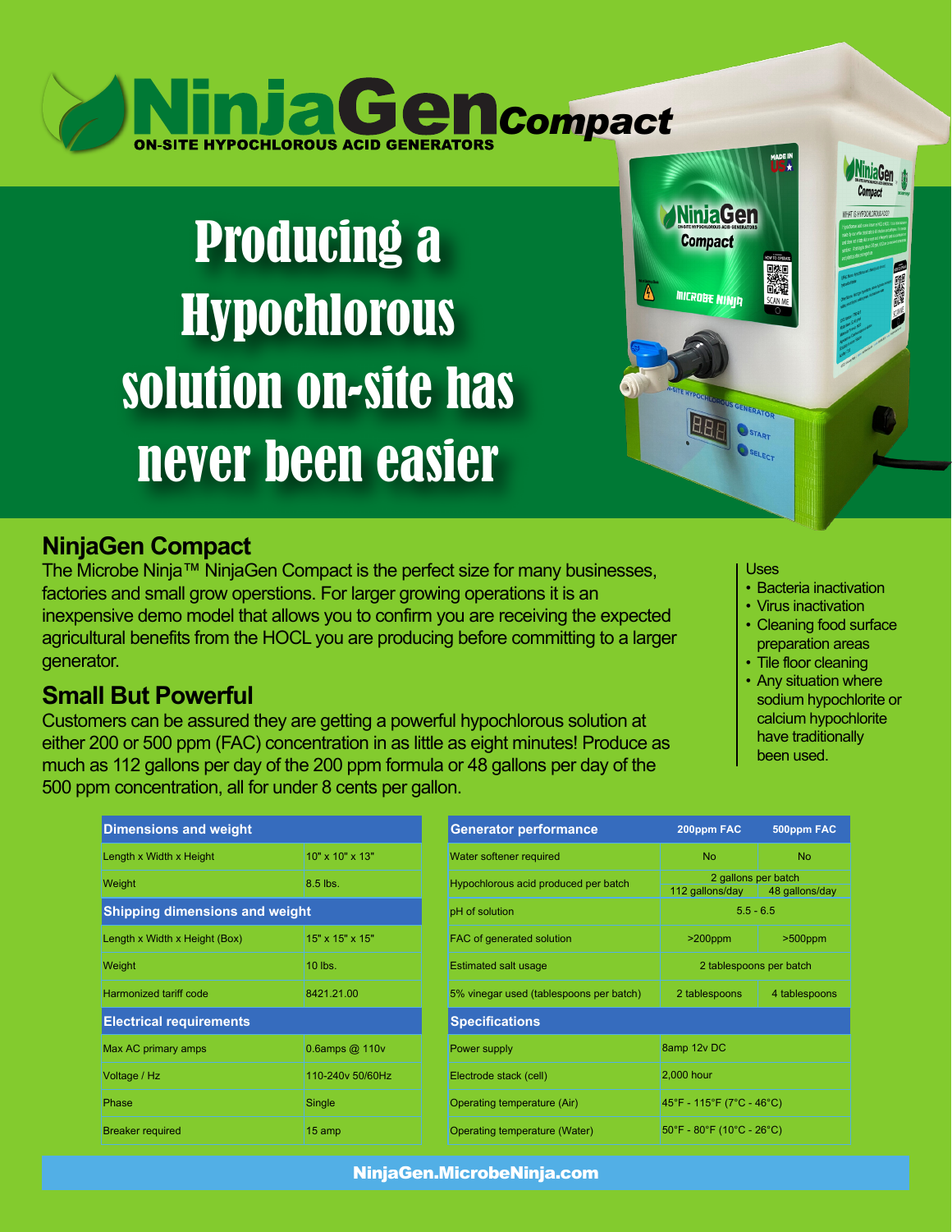# NinjaGen Compact

ON-SITE HYPOCHLOROUS ACID GENERATORS

## Producing a Hypochlorous solution on-site has never been easier

## NinjaGen Compact

The Microbe Ninja™ NinjaGen Compact is the perfect size for many businesses, factories and small grow operstions. For larger growing operations it is an inexpensive demo model that allows you to confirm you are receiving the expected agricultural benefits from the HOCL you are producing before committing to a larger generator.

## Small But Powerful

Customers can be assured they are getting a powerful hypochlorous solution at either 200 or 500 ppm (FAC) concentration in as little as eight minutes! Produce as much as 112 gallons per day of the 200 ppm formula or 48 gallons per day of the 500 ppm concentration, all for under 8 cents per gallon.

Uses

- Bacteria inactivation
- Virus inactivation
- Cleaning food surface preparation areas
- Tile floor cleaning
- Any situation where sodium hypochlorite or calcium hypochlorite have traditionally been used.

| Dimensions and weight | |
|---|---|
| Length x Width x Height | 10" x 10" x 13" |
| Weight | 8.5 lbs. |
| **Shipping dimensions and weight** | |
| Length x Width x Height (Box) | 15" x 15" x 15" |
| Weight | 10 lbs. |
| Harmonized tariff code | 8421.21.00 |
| **Electrical requirements** | |
| Max AC primary amps | 0.6amps @ 110v |
| Voltage / Hz | 110-240v 50/60Hz |
| Phase | Single |
| Breaker required | 15 amp |

| Generator performance | 200ppm FAC | 500ppm FAC |
|---|---|---|
| Water softener required | No | No |
| Hypochlorous acid produced per batch | 2 gallons per batch<br>112 gallons/day | 2 gallons per batch<br>48 gallons/day |
| pH of solution | 5.5 - 6.5 | |
| FAC of generated solution | >200ppm | >500ppm |
| Estimated salt usage | 2 tablespoons per batch | |
| 5% vinegar used (tablespoons per batch) | 2 tablespoons | 4 tablespoons |
| **Specifications** | | |
| Power supply | 8amp 12v DC | |
| Electrode stack (cell) | 2,000 hour | |
| Operating temperature (Air) | 45°F - 115°F (7°C - 46°C) | |
| Operating temperature (Water) | 50°F - 80°F (10°C - 26°C) | |

NinjaGen.MicrobeNinja.com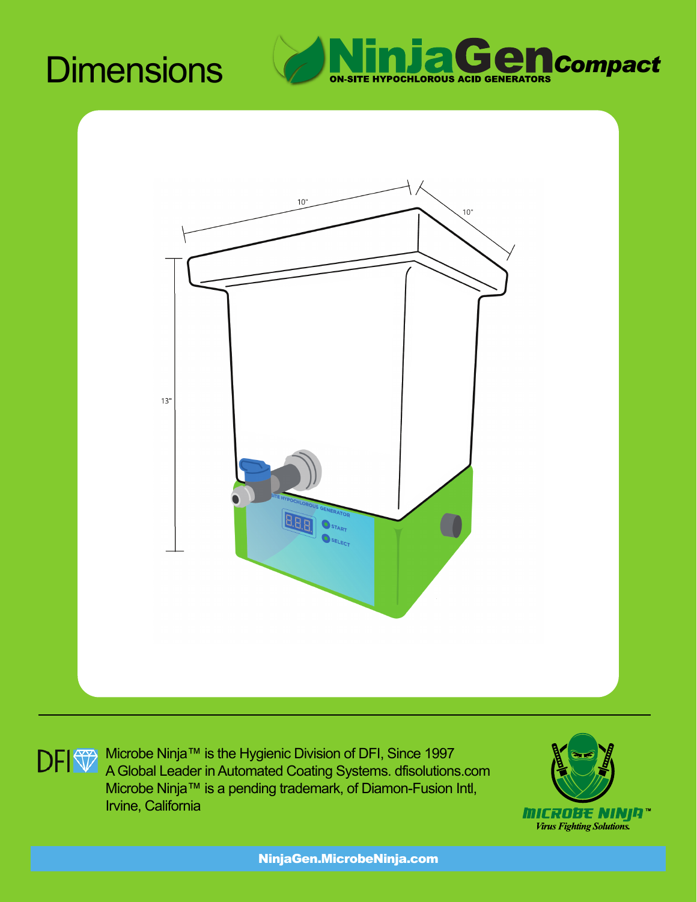# Dimensions

**NinjaGen** *Compact*
ON-SITE HYPOCHLOROUS ACID GENERATORS

10"
10"
13"

SITE HYPOCHLOROUS GENERATOR
8.8.8
START
SELECT

---

DFI

Microbe Ninja™ is the Hygienic Division of DFI, Since 1997
A Global Leader in Automated Coating Systems. dfisolutions.com
Microbe Ninja™ is a pending trademark, of Diamon-Fusion Intl, Irvine, California

MICROBE NINJA™
*Virus Fighting Solutions.*

**NinjaGen.MicrobeNinja.com**